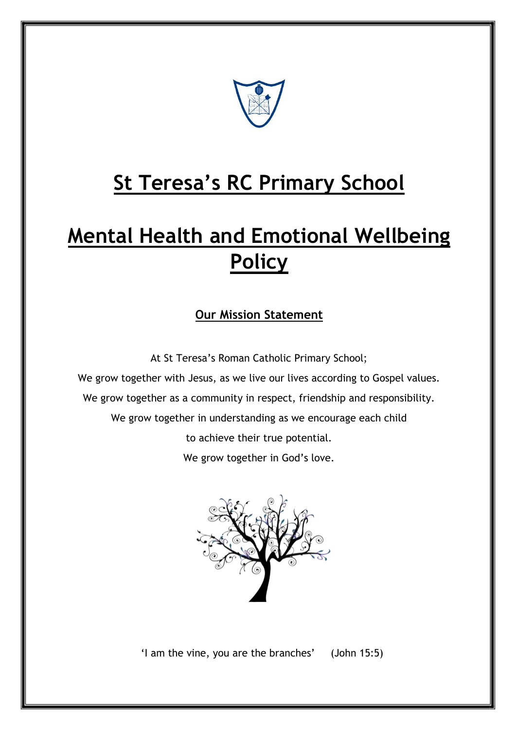# St Teresa's RC Primary School

# Mental Health and Emotional Wellbeing Policy

## Our Mission Statement

At St Teresa's Roman Catholic Primary School;

We grow together with Jesus, as we live our lives according to Gospel values.

We grow together as a community in respect, friendship and responsibility.

We grow together in understanding as we encourage each child to achieve their true potential.

We grow together in God's love.

'I am the vine, you are the branches' (John 15:5)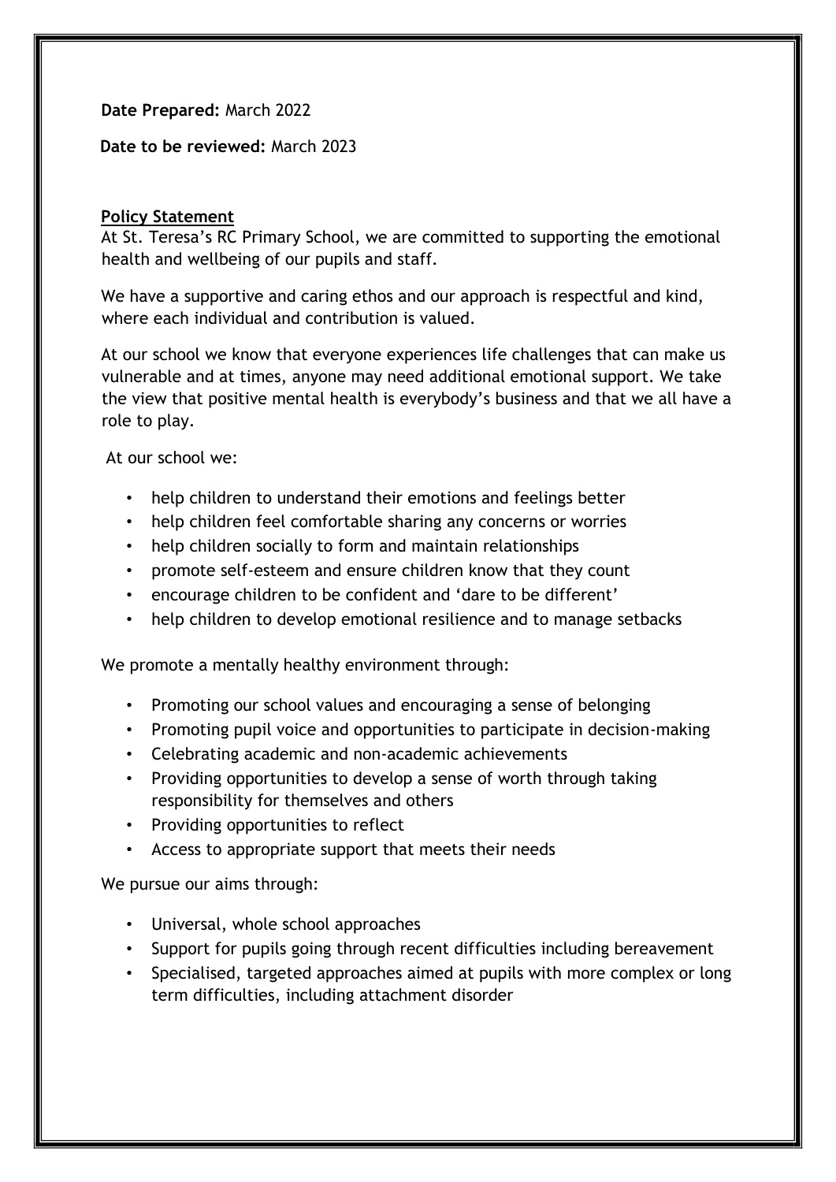**Date Prepared:** March 2022

**Date to be reviewed:** March 2023

**Policy Statement**

At St. Teresa's RC Primary School, we are committed to supporting the emotional health and wellbeing of our pupils and staff.

We have a supportive and caring ethos and our approach is respectful and kind, where each individual and contribution is valued.

At our school we know that everyone experiences life challenges that can make us vulnerable and at times, anyone may need additional emotional support. We take the view that positive mental health is everybody's business and that we all have a role to play.

At our school we:

- help children to understand their emotions and feelings better
- help children feel comfortable sharing any concerns or worries
- help children socially to form and maintain relationships
- promote self-esteem and ensure children know that they count
- encourage children to be confident and 'dare to be different'
- help children to develop emotional resilience and to manage setbacks

We promote a mentally healthy environment through:

- Promoting our school values and encouraging a sense of belonging
- Promoting pupil voice and opportunities to participate in decision-making
- Celebrating academic and non-academic achievements
- Providing opportunities to develop a sense of worth through taking responsibility for themselves and others
- Providing opportunities to reflect
- Access to appropriate support that meets their needs

We pursue our aims through:

- Universal, whole school approaches
- Support for pupils going through recent difficulties including bereavement
- Specialised, targeted approaches aimed at pupils with more complex or long term difficulties, including attachment disorder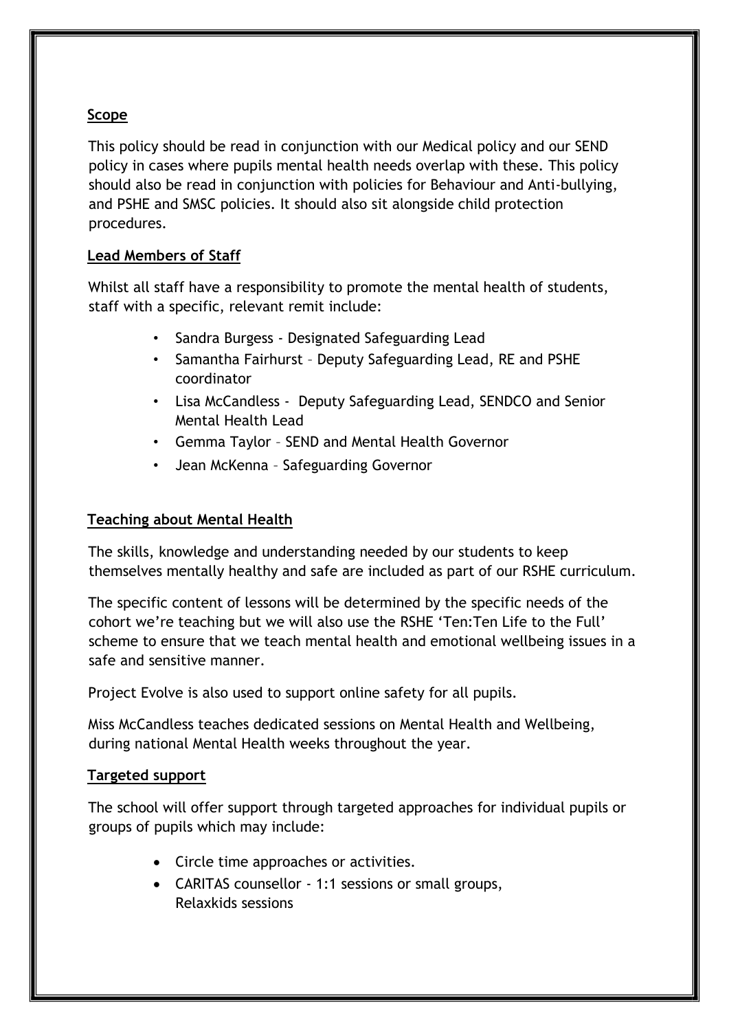## Scope

This policy should be read in conjunction with our Medical policy and our SEND policy in cases where pupils mental health needs overlap with these. This policy should also be read in conjunction with policies for Behaviour and Anti-bullying, and PSHE and SMSC policies. It should also sit alongside child protection procedures.

## Lead Members of Staff

Whilst all staff have a responsibility to promote the mental health of students, staff with a specific, relevant remit include:

- Sandra Burgess - Designated Safeguarding Lead
- Samantha Fairhurst – Deputy Safeguarding Lead, RE and PSHE coordinator
- Lisa McCandless - Deputy Safeguarding Lead, SENDCO and Senior Mental Health Lead
- Gemma Taylor – SEND and Mental Health Governor
- Jean McKenna – Safeguarding Governor

## Teaching about Mental Health

The skills, knowledge and understanding needed by our students to keep themselves mentally healthy and safe are included as part of our RSHE curriculum.

The specific content of lessons will be determined by the specific needs of the cohort we're teaching but we will also use the RSHE 'Ten:Ten Life to the Full' scheme to ensure that we teach mental health and emotional wellbeing issues in a safe and sensitive manner.

Project Evolve is also used to support online safety for all pupils.

Miss McCandless teaches dedicated sessions on Mental Health and Wellbeing, during national Mental Health weeks throughout the year.

## Targeted support

The school will offer support through targeted approaches for individual pupils or groups of pupils which may include:

- Circle time approaches or activities.
- CARITAS counsellor - 1:1 sessions or small groups, Relaxkids sessions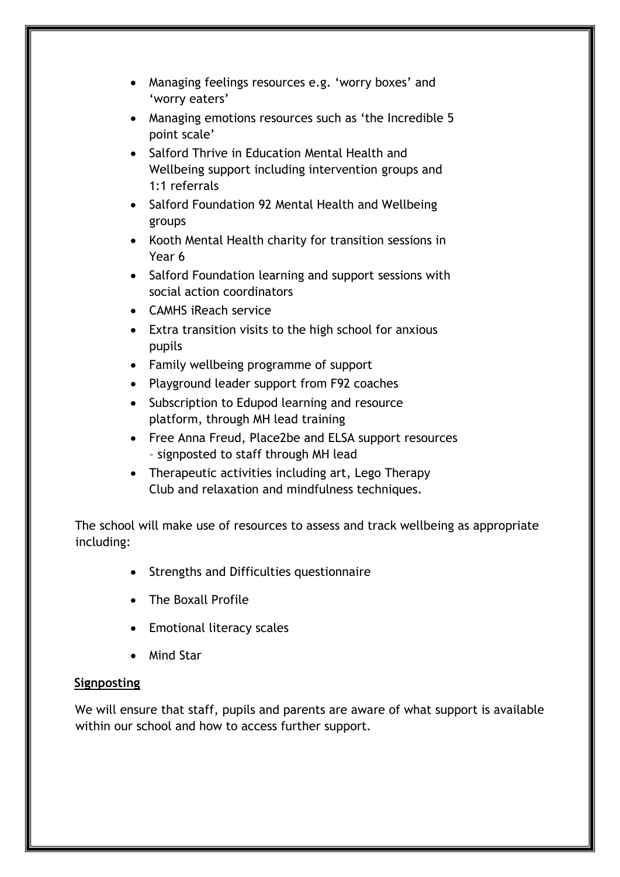- Managing feelings resources e.g. 'worry boxes' and 'worry eaters'
- Managing emotions resources such as 'the Incredible 5 point scale'
- Salford Thrive in Education Mental Health and Wellbeing support including intervention groups and 1:1 referrals
- Salford Foundation 92 Mental Health and Wellbeing groups
- Kooth Mental Health charity for transition sessions in Year 6
- Salford Foundation learning and support sessions with social action coordinators
- CAMHS iReach service
- Extra transition visits to the high school for anxious pupils
- Family wellbeing programme of support
- Playground leader support from F92 coaches
- Subscription to Edupod learning and resource platform, through MH lead training
- Free Anna Freud, Place2be and ELSA support resources – signposted to staff through MH lead
- Therapeutic activities including art, Lego Therapy Club and relaxation and mindfulness techniques.

The school will make use of resources to assess and track wellbeing as appropriate including:

- Strengths and Difficulties questionnaire
- The Boxall Profile
- Emotional literacy scales
- Mind Star

**Signposting**

We will ensure that staff, pupils and parents are aware of what support is available within our school and how to access further support.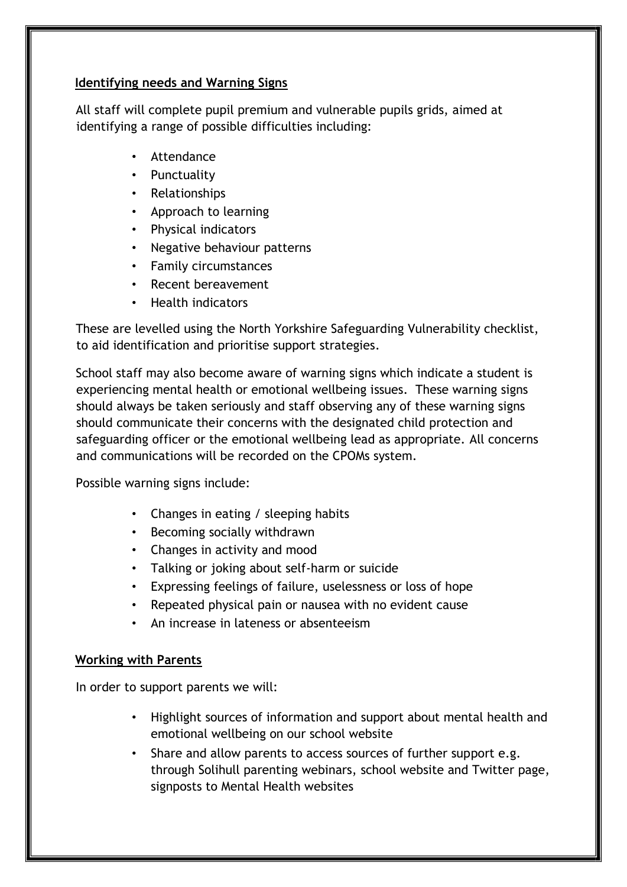## Identifying needs and Warning Signs

All staff will complete pupil premium and vulnerable pupils grids, aimed at identifying a range of possible difficulties including:

- Attendance
- Punctuality
- Relationships
- Approach to learning
- Physical indicators
- Negative behaviour patterns
- Family circumstances
- Recent bereavement
- Health indicators

These are levelled using the North Yorkshire Safeguarding Vulnerability checklist, to aid identification and prioritise support strategies.

School staff may also become aware of warning signs which indicate a student is experiencing mental health or emotional wellbeing issues. These warning signs should always be taken seriously and staff observing any of these warning signs should communicate their concerns with the designated child protection and safeguarding officer or the emotional wellbeing lead as appropriate. All concerns and communications will be recorded on the CPOMs system.

Possible warning signs include:

- Changes in eating / sleeping habits
- Becoming socially withdrawn
- Changes in activity and mood
- Talking or joking about self-harm or suicide
- Expressing feelings of failure, uselessness or loss of hope
- Repeated physical pain or nausea with no evident cause
- An increase in lateness or absenteeism

## Working with Parents

In order to support parents we will:

- Highlight sources of information and support about mental health and emotional wellbeing on our school website
- Share and allow parents to access sources of further support e.g. through Solihull parenting webinars, school website and Twitter page, signposts to Mental Health websites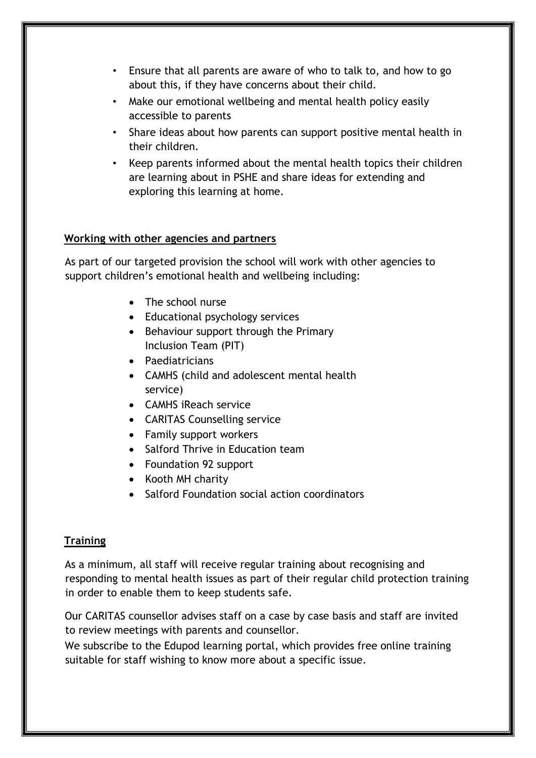- Ensure that all parents are aware of who to talk to, and how to go about this, if they have concerns about their child.
- Make our emotional wellbeing and mental health policy easily accessible to parents
- Share ideas about how parents can support positive mental health in their children.
- Keep parents informed about the mental health topics their children are learning about in PSHE and share ideas for extending and exploring this learning at home.

## Working with other agencies and partners

As part of our targeted provision the school will work with other agencies to support children's emotional health and wellbeing including:

- The school nurse
- Educational psychology services
- Behaviour support through the Primary Inclusion Team (PIT)
- Paediatricians
- CAMHS (child and adolescent mental health service)
- CAMHS iReach service
- CARITAS Counselling service
- Family support workers
- Salford Thrive in Education team
- Foundation 92 support
- Kooth MH charity
- Salford Foundation social action coordinators

## Training

As a minimum, all staff will receive regular training about recognising and responding to mental health issues as part of their regular child protection training in order to enable them to keep students safe.

Our CARITAS counsellor advises staff on a case by case basis and staff are invited to review meetings with parents and counsellor.
We subscribe to the Edupod learning portal, which provides free online training suitable for staff wishing to know more about a specific issue.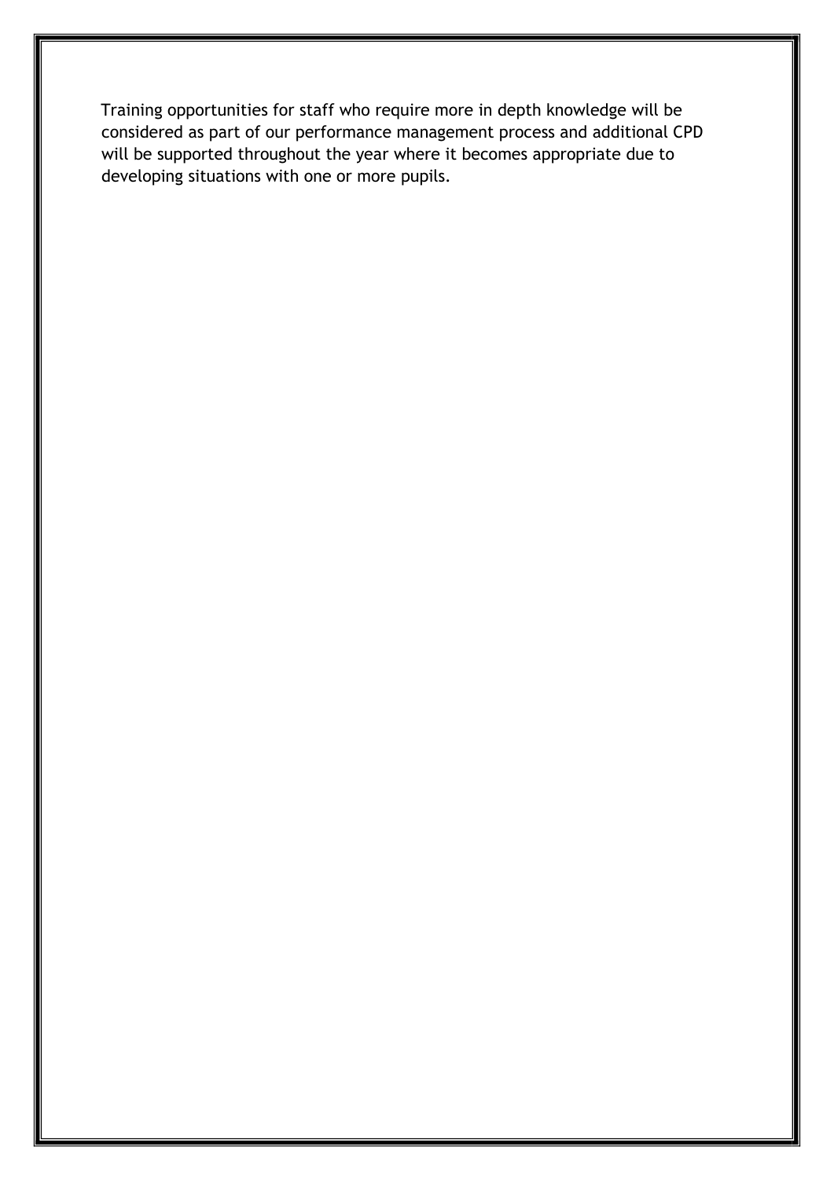Training opportunities for staff who require more in depth knowledge will be considered as part of our performance management process and additional CPD will be supported throughout the year where it becomes appropriate due to developing situations with one or more pupils.